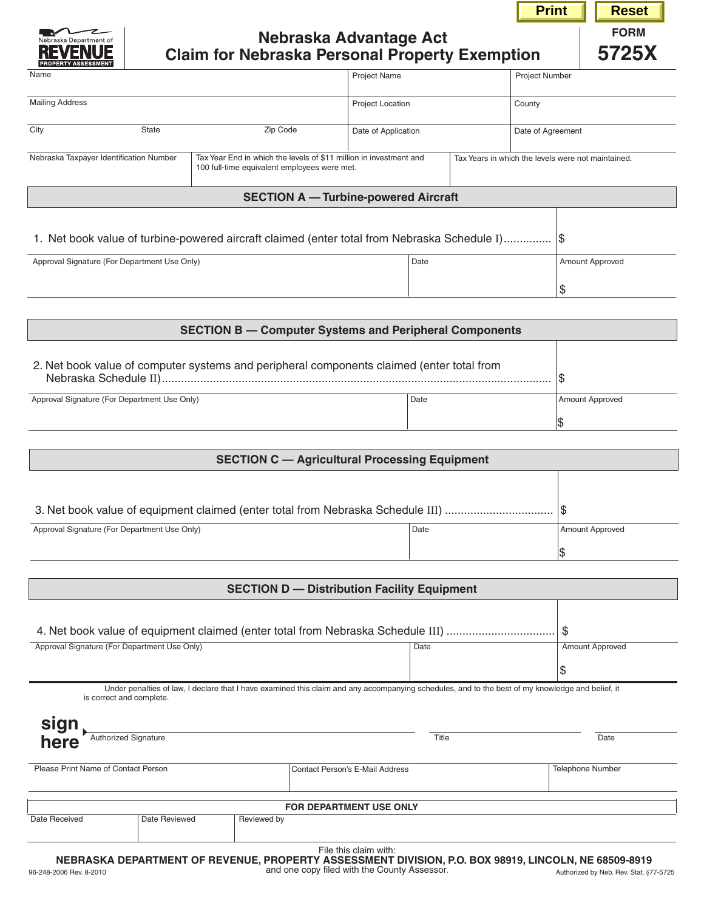Print | Reset

Nebraska Department of REVENUE PROPERTY ASSESSMENT

# Nebraska Advantage Act
# Claim for Nebraska Personal Property Exemption

FORM **5725X**

| Name | | Project Name | Project Number |
|---|---|---|---|
| Mailing Address | | Project Location | County |
| City / State / Zip Code | | Date of Application | Date of Agreement |
| Nebraska Taxpayer Identification Number | Tax Year End in which the levels of $11 million in investment and 100 full-time equivalent employees were met. | Tax Years in which the levels were not maintained. | |

## SECTION A — Turbine-powered Aircraft

1. Net book value of turbine-powered aircraft claimed (enter total from Nebraska Schedule I) .............. $

| Approval Signature (For Department Use Only) | Date | Amount Approved |
|---|---|---|
| | | $ |

## SECTION B — Computer Systems and Peripheral Components

2. Net book value of computer systems and peripheral components claimed (enter total from Nebraska Schedule II) ........ $

| Approval Signature (For Department Use Only) | Date | Amount Approved |
|---|---|---|
| | | $ |

## SECTION C — Agricultural Processing Equipment

3. Net book value of equipment claimed (enter total from Nebraska Schedule III) ................................ $

| Approval Signature (For Department Use Only) | Date | Amount Approved |
|---|---|---|
| | | $ |

## SECTION D — Distribution Facility Equipment

4. Net book value of equipment claimed (enter total from Nebraska Schedule III) ................................ $

| Approval Signature (For Department Use Only) | Date | Amount Approved |
|---|---|---|
| | | $ |

Under penalties of law, I declare that I have examined this claim and any accompanying schedules, and to the best of my knowledge and belief, it is correct and complete.

**sign here**

| Authorized Signature | Title | Date |
|---|---|---|
| | | |

| Please Print Name of Contact Person | Contact Person's E-Mail Address | Telephone Number |
|---|---|---|
| | | |

**FOR DEPARTMENT USE ONLY**

| Date Received | Date Reviewed | Reviewed by |
|---|---|---|
| | | |

File this claim with:

**NEBRASKA DEPARTMENT OF REVENUE, PROPERTY ASSESSMENT DIVISION, P.O. BOX 98919, LINCOLN, NE 68509-8919**

and one copy filed with the County Assessor.

96-248-2006 Rev. 8-2010

Authorized by Neb. Rev. Stat. §77-5725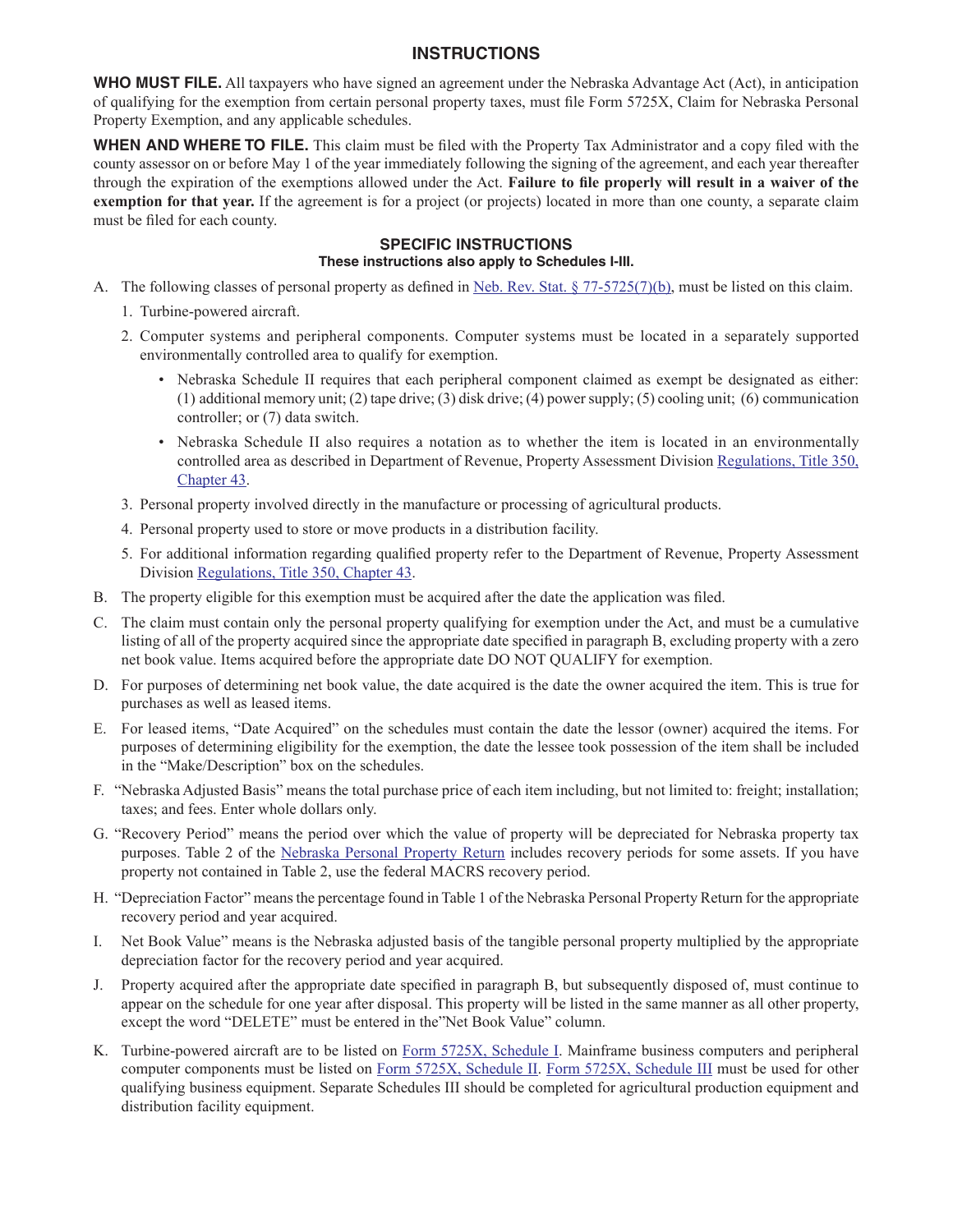# INSTRUCTIONS

**WHO MUST FILE.** All taxpayers who have signed an agreement under the Nebraska Advantage Act (Act), in anticipation of qualifying for the exemption from certain personal property taxes, must file Form 5725X, Claim for Nebraska Personal Property Exemption, and any applicable schedules.

**WHEN AND WHERE TO FILE.** This claim must be filed with the Property Tax Administrator and a copy filed with the county assessor on or before May 1 of the year immediately following the signing of the agreement, and each year thereafter through the expiration of the exemptions allowed under the Act. **Failure to file properly will result in a waiver of the exemption for that year.** If the agreement is for a project (or projects) located in more than one county, a separate claim must be filed for each county.

## SPECIFIC INSTRUCTIONS

**These instructions also apply to Schedules I-III.**

A. The following classes of personal property as defined in Neb. Rev. Stat. § 77-5725(7)(b), must be listed on this claim.

1. Turbine-powered aircraft.
2. Computer systems and peripheral components. Computer systems must be located in a separately supported environmentally controlled area to qualify for exemption.
   - Nebraska Schedule II requires that each peripheral component claimed as exempt be designated as either: (1) additional memory unit; (2) tape drive; (3) disk drive; (4) power supply; (5) cooling unit; (6) communication controller; or (7) data switch.
   - Nebraska Schedule II also requires a notation as to whether the item is located in an environmentally controlled area as described in Department of Revenue, Property Assessment Division Regulations, Title 350, Chapter 43.
3. Personal property involved directly in the manufacture or processing of agricultural products.
4. Personal property used to store or move products in a distribution facility.
5. For additional information regarding qualified property refer to the Department of Revenue, Property Assessment Division Regulations, Title 350, Chapter 43.

B. The property eligible for this exemption must be acquired after the date the application was filed.

C. The claim must contain only the personal property qualifying for exemption under the Act, and must be a cumulative listing of all of the property acquired since the appropriate date specified in paragraph B, excluding property with a zero net book value. Items acquired before the appropriate date DO NOT QUALIFY for exemption.

D. For purposes of determining net book value, the date acquired is the date the owner acquired the item. This is true for purchases as well as leased items.

E. For leased items, "Date Acquired" on the schedules must contain the date the lessor (owner) acquired the items. For purposes of determining eligibility for the exemption, the date the lessee took possession of the item shall be included in the "Make/Description" box on the schedules.

F. "Nebraska Adjusted Basis" means the total purchase price of each item including, but not limited to: freight; installation; taxes; and fees. Enter whole dollars only.

G. "Recovery Period" means the period over which the value of property will be depreciated for Nebraska property tax purposes. Table 2 of the Nebraska Personal Property Return includes recovery periods for some assets. If you have property not contained in Table 2, use the federal MACRS recovery period.

H. "Depreciation Factor" means the percentage found in Table 1 of the Nebraska Personal Property Return for the appropriate recovery period and year acquired.

I. Net Book Value" means is the Nebraska adjusted basis of the tangible personal property multiplied by the appropriate depreciation factor for the recovery period and year acquired.

J. Property acquired after the appropriate date specified in paragraph B, but subsequently disposed of, must continue to appear on the schedule for one year after disposal. This property will be listed in the same manner as all other property, except the word "DELETE" must be entered in the"Net Book Value" column.

K. Turbine-powered aircraft are to be listed on Form 5725X, Schedule I. Mainframe business computers and peripheral computer components must be listed on Form 5725X, Schedule II. Form 5725X, Schedule III must be used for other qualifying business equipment. Separate Schedules III should be completed for agricultural production equipment and distribution facility equipment.